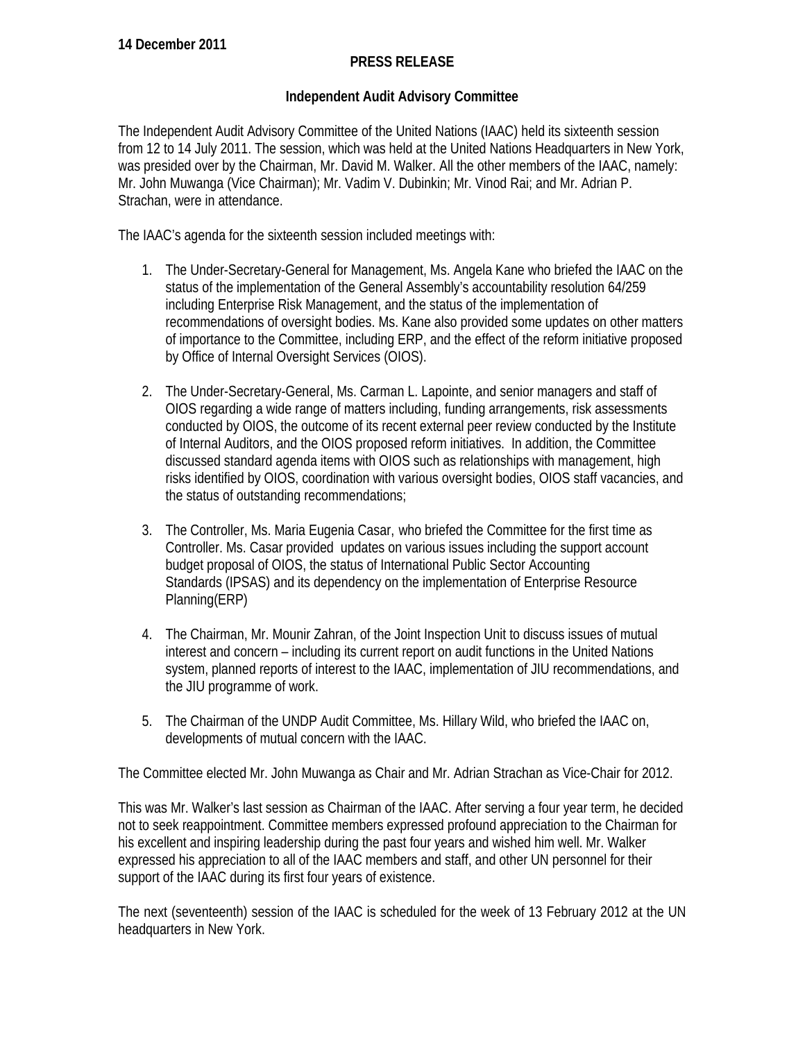**14 December 2011**

**PRESS RELEASE**

**Independent Audit Advisory Committee**

The Independent Audit Advisory Committee of the United Nations (IAAC) held its sixteenth session from 12 to 14 July 2011. The session, which was held at the United Nations Headquarters in New York, was presided over by the Chairman, Mr. David M. Walker. All the other members of the IAAC, namely: Mr. John Muwanga (Vice Chairman); Mr. Vadim V. Dubinkin; Mr. Vinod Rai; and Mr. Adrian P. Strachan, were in attendance.

The IAAC's agenda for the sixteenth session included meetings with:

1. The Under-Secretary-General for Management, Ms. Angela Kane who briefed the IAAC on the status of the implementation of the General Assembly's accountability resolution 64/259 including Enterprise Risk Management, and the status of the implementation of recommendations of oversight bodies. Ms. Kane also provided some updates on other matters of importance to the Committee, including ERP, and the effect of the reform initiative proposed by Office of Internal Oversight Services (OIOS).

2. The Under-Secretary-General, Ms. Carman L. Lapointe, and senior managers and staff of OIOS regarding a wide range of matters including, funding arrangements, risk assessments conducted by OIOS, the outcome of its recent external peer review conducted by the Institute of Internal Auditors, and the OIOS proposed reform initiatives. In addition, the Committee discussed standard agenda items with OIOS such as relationships with management, high risks identified by OIOS, coordination with various oversight bodies, OIOS staff vacancies, and the status of outstanding recommendations;

3. The Controller, Ms. Maria Eugenia Casar, who briefed the Committee for the first time as Controller. Ms. Casar provided updates on various issues including the support account budget proposal of OIOS, the status of International Public Sector Accounting Standards (IPSAS) and its dependency on the implementation of Enterprise Resource Planning(ERP)

4. The Chairman, Mr. Mounir Zahran, of the Joint Inspection Unit to discuss issues of mutual interest and concern – including its current report on audit functions in the United Nations system, planned reports of interest to the IAAC, implementation of JIU recommendations, and the JIU programme of work.

5. The Chairman of the UNDP Audit Committee, Ms. Hillary Wild, who briefed the IAAC on, developments of mutual concern with the IAAC.

The Committee elected Mr. John Muwanga as Chair and Mr. Adrian Strachan as Vice-Chair for 2012.

This was Mr. Walker's last session as Chairman of the IAAC. After serving a four year term, he decided not to seek reappointment. Committee members expressed profound appreciation to the Chairman for his excellent and inspiring leadership during the past four years and wished him well. Mr. Walker expressed his appreciation to all of the IAAC members and staff, and other UN personnel for their support of the IAAC during its first four years of existence.

The next (seventeenth) session of the IAAC is scheduled for the week of 13 February 2012 at the UN headquarters in New York.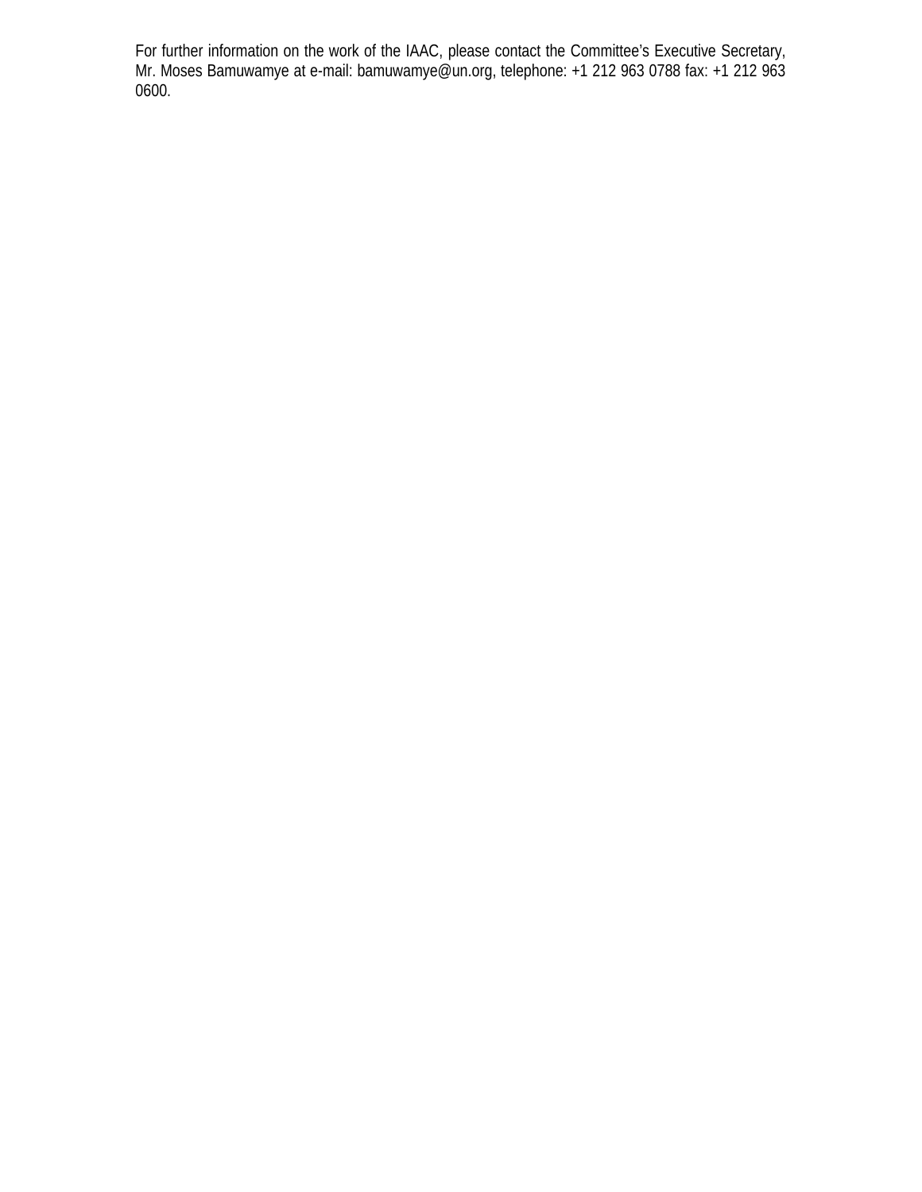For further information on the work of the IAAC, please contact the Committee's Executive Secretary, Mr. Moses Bamuwamye at e-mail: bamuwamye@un.org, telephone: +1 212 963 0788 fax: +1 212 963 0600.